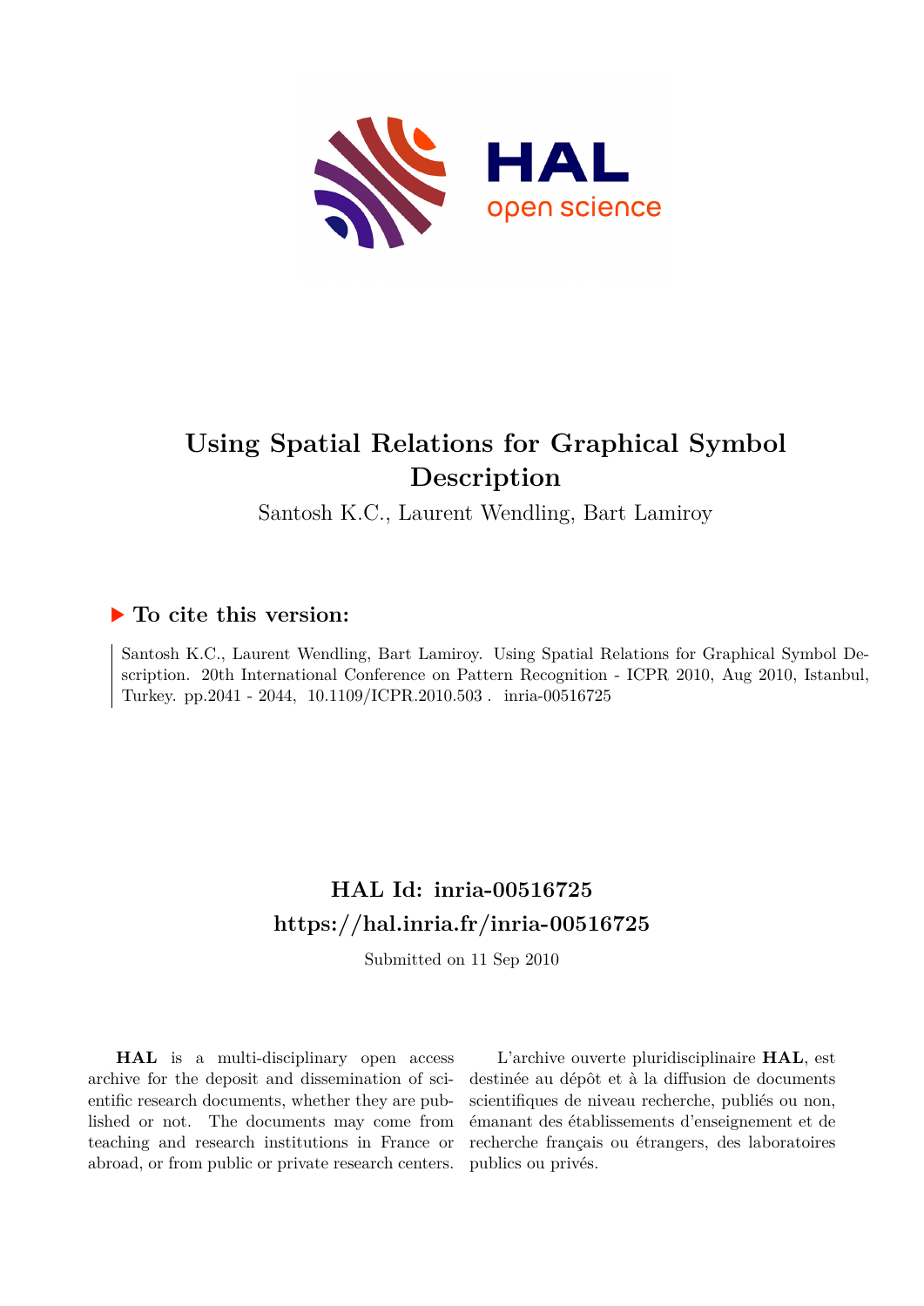# Using Spatial Relations for Graphical Symbol Description

Santosh K.C., Laurent Wendling, Bart Lamiroy

## ▶ To cite this version:

Santosh K.C., Laurent Wendling, Bart Lamiroy. Using Spatial Relations for Graphical Symbol Description. 20th International Conference on Pattern Recognition - ICPR 2010, Aug 2010, Istanbul, Turkey. pp.2041 - 2044, 10.1109/ICPR.2010.503 . inria-00516725

## HAL Id: inria-00516725
## https://hal.inria.fr/inria-00516725

Submitted on 11 Sep 2010

**HAL** is a multi-disciplinary open access archive for the deposit and dissemination of scientific research documents, whether they are published or not. The documents may come from teaching and research institutions in France or abroad, or from public or private research centers.

L'archive ouverte pluridisciplinaire **HAL**, est destinée au dépôt et à la diffusion de documents scientifiques de niveau recherche, publiés ou non, émanant des établissements d'enseignement et de recherche français ou étrangers, des laboratoires publics ou privés.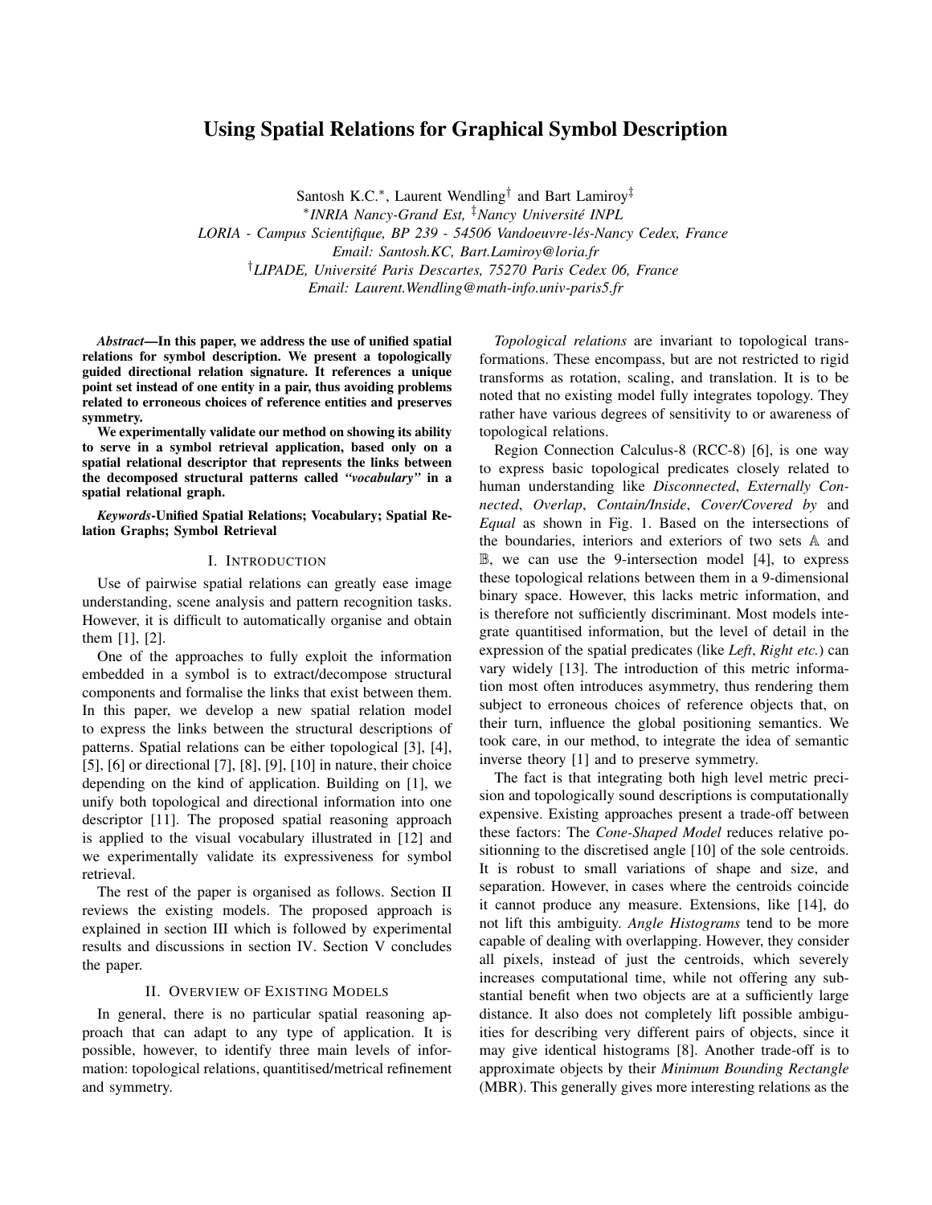# Using Spatial Relations for Graphical Symbol Description

Santosh K.C.*, Laurent Wendling† and Bart Lamiroy‡

*INRIA Nancy-Grand Est, ‡Nancy Université INPL
LORIA - Campus Scientifique, BP 239 - 54506 Vandoeuvre-lés-Nancy Cedex, France
Email: Santosh.KC, Bart.Lamiroy@loria.fr
†LIPADE, Université Paris Descartes, 75270 Paris Cedex 06, France
Email: Laurent.Wendling@math-info.univ-paris5.fr

***Abstract*—In this paper, we address the use of unified spatial relations for symbol description. We present a topologically guided directional relation signature. It references a unique point set instead of one entity in a pair, thus avoiding problems related to erroneous choices of reference entities and preserves symmetry.**

**We experimentally validate our method on showing its ability to serve in a symbol retrieval application, based only on a spatial relational descriptor that represents the links between the decomposed structural patterns called *"vocabulary"* in a spatial relational graph.**

***Keywords*-Unified Spatial Relations; Vocabulary; Spatial Relation Graphs; Symbol Retrieval**

## I. Introduction

Use of pairwise spatial relations can greatly ease image understanding, scene analysis and pattern recognition tasks. However, it is difficult to automatically organise and obtain them [1], [2].

One of the approaches to fully exploit the information embedded in a symbol is to extract/decompose structural components and formalise the links that exist between them. In this paper, we develop a new spatial relation model to express the links between the structural descriptions of patterns. Spatial relations can be either topological [3], [4], [5], [6] or directional [7], [8], [9], [10] in nature, their choice depending on the kind of application. Building on [1], we unify both topological and directional information into one descriptor [11]. The proposed spatial reasoning approach is applied to the visual vocabulary illustrated in [12] and we experimentally validate its expressiveness for symbol retrieval.

The rest of the paper is organised as follows. Section II reviews the existing models. The proposed approach is explained in section III which is followed by experimental results and discussions in section IV. Section V concludes the paper.

## II. Overview of Existing Models

In general, there is no particular spatial reasoning approach that can adapt to any type of application. It is possible, however, to identify three main levels of information: topological relations, quantitised/metrical refinement and symmetry.

*Topological relations* are invariant to topological transformations. These encompass, but are not restricted to rigid transforms as rotation, scaling, and translation. It is to be noted that no existing model fully integrates topology. They rather have various degrees of sensitivity to or awareness of topological relations.

Region Connection Calculus-8 (RCC-8) [6], is one way to express basic topological predicates closely related to human understanding like *Disconnected*, *Externally Connected*, *Overlap*, *Contain/Inside*, *Cover/Covered by* and *Equal* as shown in Fig. 1. Based on the intersections of the boundaries, interiors and exteriors of two sets $\mathbb{A}$ and $\mathbb{B}$, we can use the 9-intersection model [4], to express these topological relations between them in a 9-dimensional binary space. However, this lacks metric information, and is therefore not sufficiently discriminant. Most models integrate quantitised information, but the level of detail in the expression of the spatial predicates (like *Left*, *Right etc.*) can vary widely [13]. The introduction of this metric information most often introduces asymmetry, thus rendering them subject to erroneous choices of reference objects that, on their turn, influence the global positioning semantics. We took care, in our method, to integrate the idea of semantic inverse theory [1] and to preserve symmetry.

The fact is that integrating both high level metric precision and topologically sound descriptions is computationally expensive. Existing approaches present a trade-off between these factors: The *Cone-Shaped Model* reduces relative positionning to the discretised angle [10] of the sole centroids. It is robust to small variations of shape and size, and separation. However, in cases where the centroids coincide it cannot produce any measure. Extensions, like [14], do not lift this ambiguity. *Angle Histograms* tend to be more capable of dealing with overlapping. However, they consider all pixels, instead of just the centroids, which severely increases computational time, while not offering any substantial benefit when two objects are at a sufficiently large distance. It also does not completely lift possible ambiguities for describing very different pairs of objects, since it may give identical histograms [8]. Another trade-off is to approximate objects by their *Minimum Bounding Rectangle* (MBR). This generally gives more interesting relations as the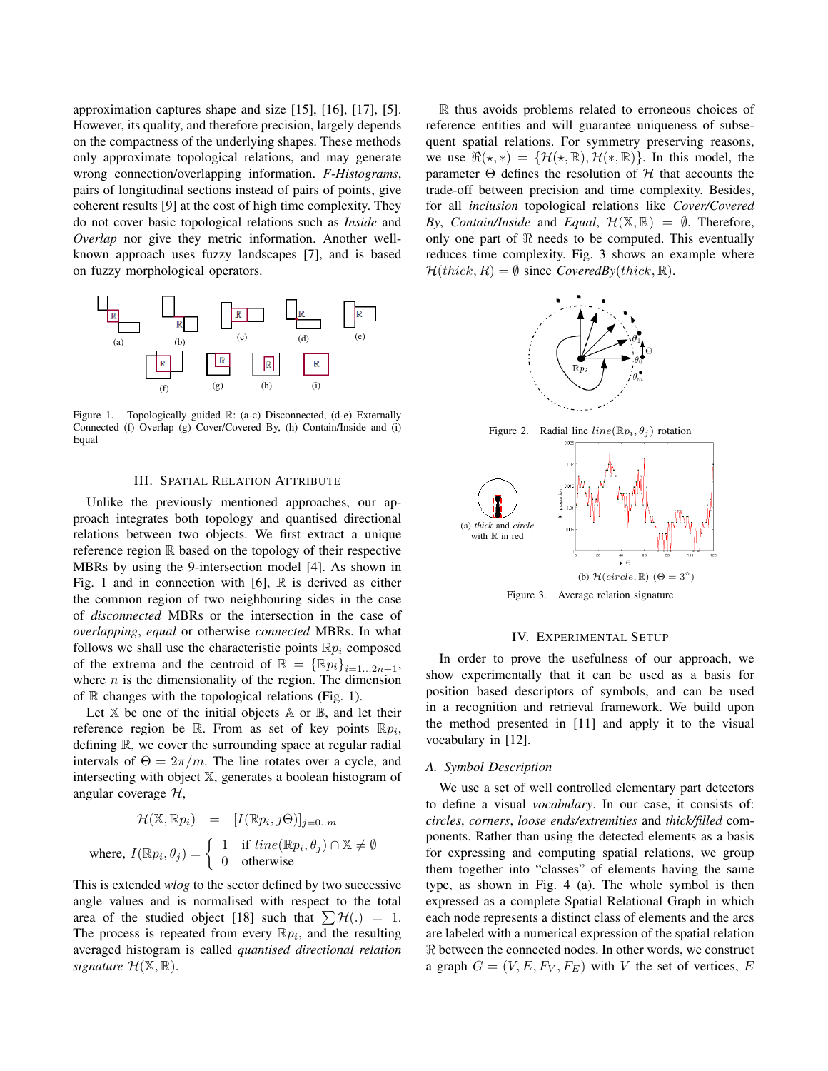approximation captures shape and size [15], [16], [17], [5]. However, its quality, and therefore precision, largely depends on the compactness of the underlying shapes. These methods only approximate topological relations, and may generate wrong connection/overlapping information. *F-Histograms*, pairs of longitudinal sections instead of pairs of points, give coherent results [9] at the cost of high time complexity. They do not cover basic topological relations such as *Inside* and *Overlap* nor give they metric information. Another well-known approach uses fuzzy landscapes [7], and is based on fuzzy morphological operators.

Figure 1. Topologically guided $\mathbb{R}$: (a-c) Disconnected, (d-e) Externally Connected (f) Overlap (g) Cover/Covered By, (h) Contain/Inside and (i) Equal

## III. Spatial Relation Attribute

Unlike the previously mentioned approaches, our approach integrates both topology and quantised directional relations between two objects. We first extract a unique reference region $\mathbb{R}$ based on the topology of their respective MBRs by using the 9-intersection model [4]. As shown in Fig. 1 and in connection with [6], $\mathbb{R}$ is derived as either the common region of two neighbouring sides in the case of *disconnected* MBRs or the intersection in the case of *overlapping*, *equal* or otherwise *connected* MBRs. In what follows we shall use the characteristic points $\mathbb{R}p_i$ composed of the extrema and the centroid of $\mathbb{R} = \{\mathbb{R}p_i\}_{i=1...2n+1}$, where $n$ is the dimensionality of the region. The dimension of $\mathbb{R}$ changes with the topological relations (Fig. 1).

Let $\mathbb{X}$ be one of the initial objects $\mathbb{A}$ or $\mathbb{B}$, and let their reference region be $\mathbb{R}$. From as set of key points $\mathbb{R}p_i$, defining $\mathbb{R}$, we cover the surrounding space at regular radial intervals of $\Theta = 2\pi/m$. The line rotates over a cycle, and intersecting with object $\mathbb{X}$, generates a boolean histogram of angular coverage $\mathcal{H}$,

$$\mathcal{H}(\mathbb{X}, \mathbb{R}p_i) = [I(\mathbb{R}p_i, j\Theta)]_{j=0..m}$$

$$\text{where, } I(\mathbb{R}p_i, \theta_j) = \begin{cases} 1 & \text{if } line(\mathbb{R}p_i, \theta_j) \cap \mathbb{X} \neq \emptyset \\ 0 & \text{otherwise} \end{cases}$$

This is extended *wlog* to the sector defined by two successive angle values and is normalised with respect to the total area of the studied object [18] such that $\sum \mathcal{H}(.) = 1$. The process is repeated from every $\mathbb{R}p_i$, and the resulting averaged histogram is called *quantised directional relation signature* $\mathcal{H}(\mathbb{X}, \mathbb{R})$.

$\mathbb{R}$ thus avoids problems related to erroneous choices of reference entities and will guarantee uniqueness of subsequent spatial relations. For symmetry preserving reasons, we use $\Re(\star, *) = \{\mathcal{H}(\star, \mathbb{R}), \mathcal{H}(*, \mathbb{R})\}$. In this model, the parameter $\Theta$ defines the resolution of $\mathcal{H}$ that accounts the trade-off between precision and time complexity. Besides, for all *inclusion* topological relations like *Cover/Covered By*, *Contain/Inside* and *Equal*, $\mathcal{H}(\mathbb{X}, \mathbb{R}) = \emptyset$. Therefore, only one part of $\Re$ needs to be computed. This eventually reduces time complexity. Fig. 3 shows an example where $\mathcal{H}(thick, R) = \emptyset$ since *CoveredBy*$(thick, \mathbb{R})$.

Figure 2. Radial line $line(\mathbb{R}p_i, \theta_j)$ rotation

(a) *thick* and *circle* with $\mathbb{R}$ in red

(b) $\mathcal{H}(circle, \mathbb{R})$ ($\Theta = 3^\circ$)

Figure 3. Average relation signature

## IV. Experimental Setup

In order to prove the usefulness of our approach, we show experimentally that it can be used as a basis for position based descriptors of symbols, and can be used in a recognition and retrieval framework. We build upon the method presented in [11] and apply it to the visual vocabulary in [12].

### A. Symbol Description

We use a set of well controlled elementary part detectors to define a visual *vocabulary*. In our case, it consists of: *circles*, *corners*, *loose ends/extremities* and *thick/filled* components. Rather than using the detected elements as a basis for expressing and computing spatial relations, we group them together into "classes" of elements having the same type, as shown in Fig. 4 (a). The whole symbol is then expressed as a complete Spatial Relational Graph in which each node represents a distinct class of elements and the arcs are labeled with a numerical expression of the spatial relation $\Re$ between the connected nodes. In other words, we construct a graph $G = (V, E, F_V, F_E)$ with $V$ the set of vertices, $E$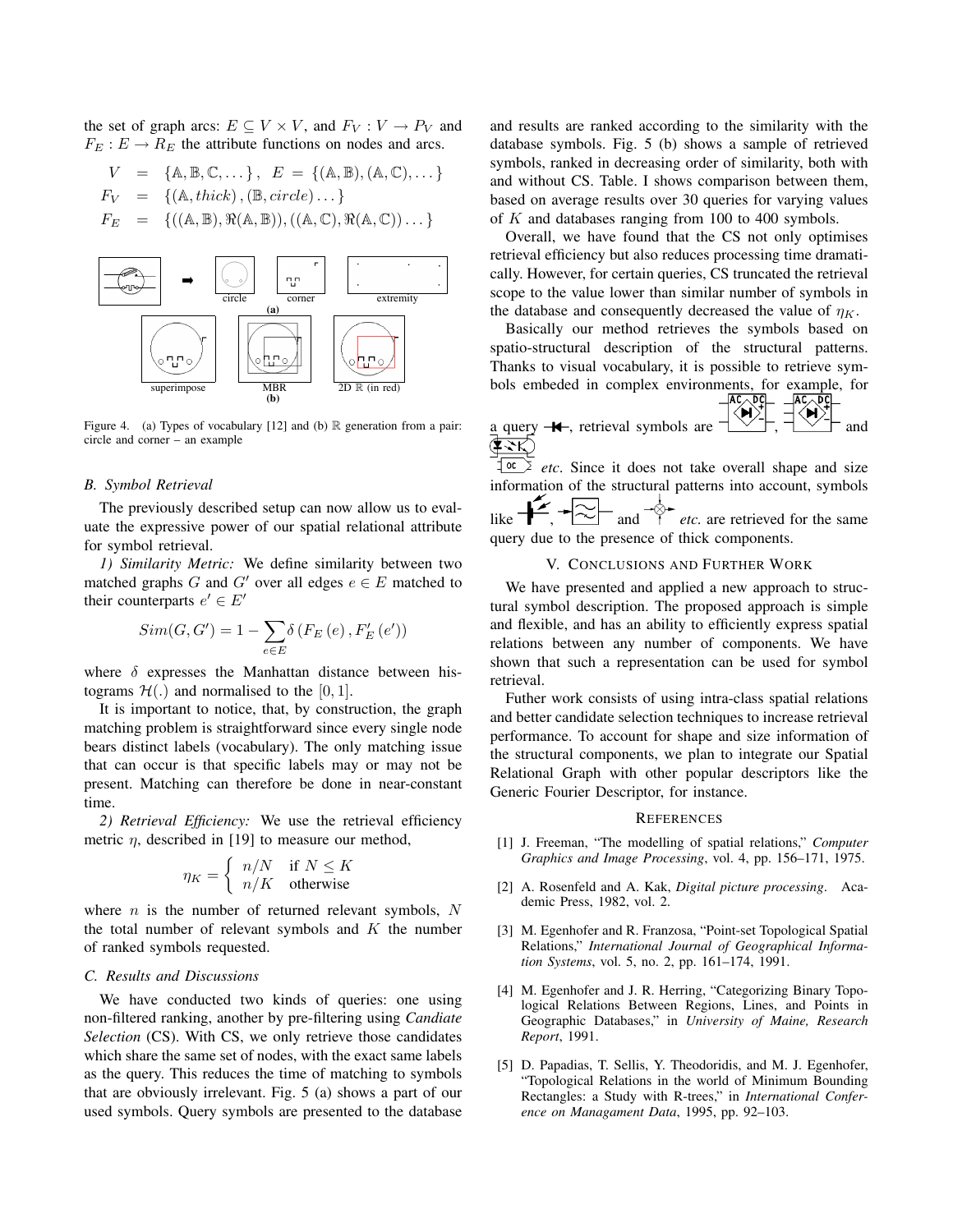the set of graph arcs: $E \subseteq V \times V$, and $F_V : V \rightarrow P_V$ and $F_E : E \rightarrow R_E$ the attribute functions on nodes and arcs.

$$
\begin{aligned}
V &= \{\mathbb{A}, \mathbb{B}, \mathbb{C}, \dots\}, \quad E = \{(\mathbb{A}, \mathbb{B}), (\mathbb{A}, \mathbb{C}), \dots\} \\
F_V &= \{(\mathbb{A}, thick), (\mathbb{B}, circle) \dots\} \\
F_E &= \{((\mathbb{A}, \mathbb{B}), \Re(\mathbb{A}, \mathbb{B})), ((\mathbb{A}, \mathbb{C}), \Re(\mathbb{A}, \mathbb{C})) \dots\}
\end{aligned}
$$

Figure 4. (a) Types of vocabulary [12] and (b) $\mathbb{R}$ generation from a pair: circle and corner – an example

### B. Symbol Retrieval

The previously described setup can now allow us to evaluate the expressive power of our spatial relational attribute for symbol retrieval.

*1) Similarity Metric:* We define similarity between two matched graphs $G$ and $G'$ over all edges $e \in E$ matched to their counterparts $e' \in E'$

$$
Sim(G, G') = 1 - \sum_{e \in E} \delta \left( F_E(e), F'_E(e') \right)
$$

where $\delta$ expresses the Manhattan distance between histograms $\mathcal{H}(.)$ and normalised to the $[0, 1]$.

It is important to notice, that, by construction, the graph matching problem is straightforward since every single node bears distinct labels (vocabulary). The only matching issue that can occur is that specific labels may or may not be present. Matching can therefore be done in near-constant time.

*2) Retrieval Efficiency:* We use the retrieval efficiency metric $\eta$, described in [19] to measure our method,

$$
\eta_K = \begin{cases} n/N & \text{if } N \leq K \\ n/K & \text{otherwise} \end{cases}
$$

where $n$ is the number of returned relevant symbols, $N$ the total number of relevant symbols and $K$ the number of ranked symbols requested.

### C. Results and Discussions

We have conducted two kinds of queries: one using non-filtered ranking, another by pre-filtering using *Candiate Selection* (CS). With CS, we only retrieve those candidates which share the same set of nodes, with the exact same labels as the query. This reduces the time of matching to symbols that are obviously irrelevant. Fig. 5 (a) shows a part of our used symbols. Query symbols are presented to the database and results are ranked according to the similarity with the database symbols. Fig. 5 (b) shows a sample of retrieved symbols, ranked in decreasing order of similarity, both with and without CS. Table. I shows comparison between them, based on average results over 30 queries for varying values of $K$ and databases ranging from 100 to 400 symbols.

Overall, we have found that the CS not only optimises retrieval efficiency but also reduces processing time dramatically. However, for certain queries, CS truncated the retrieval scope to the value lower than similar number of symbols in the database and consequently decreased the value of $\eta_K$.

Basically our method retrieves the symbols based on spatio-structural description of the structural patterns. Thanks to visual vocabulary, it is possible to retrieve symbols embeded in complex environments, for example, for a query, retrieval symbols are , and *etc.* Since it does not take overall shape and size information of the structural patterns into account, symbols like , and *etc.* are retrieved for the same query due to the presence of thick components.

## V. Conclusions and Further Work

We have presented and applied a new approach to structural symbol description. The proposed approach is simple and flexible, and has an ability to efficiently express spatial relations between any number of components. We have shown that such a representation can be used for symbol retrieval.

Futher work consists of using intra-class spatial relations and better candidate selection techniques to increase retrieval performance. To account for shape and size information of the structural components, we plan to integrate our Spatial Relational Graph with other popular descriptors like the Generic Fourier Descriptor, for instance.

## References

[1] J. Freeman, "The modelling of spatial relations," *Computer Graphics and Image Processing*, vol. 4, pp. 156–171, 1975.

[2] A. Rosenfeld and A. Kak, *Digital picture processing*. Academic Press, 1982, vol. 2.

[3] M. Egenhofer and R. Franzosa, "Point-set Topological Spatial Relations," *International Journal of Geographical Information Systems*, vol. 5, no. 2, pp. 161–174, 1991.

[4] M. Egenhofer and J. R. Herring, "Categorizing Binary Topological Relations Between Regions, Lines, and Points in Geographic Databases," in *University of Maine, Research Report*, 1991.

[5] D. Papadias, T. Sellis, Y. Theodoridis, and M. J. Egenhofer, "Topological Relations in the world of Minimum Bounding Rectangles: a Study with R-trees," in *International Conference on Managament Data*, 1995, pp. 92–103.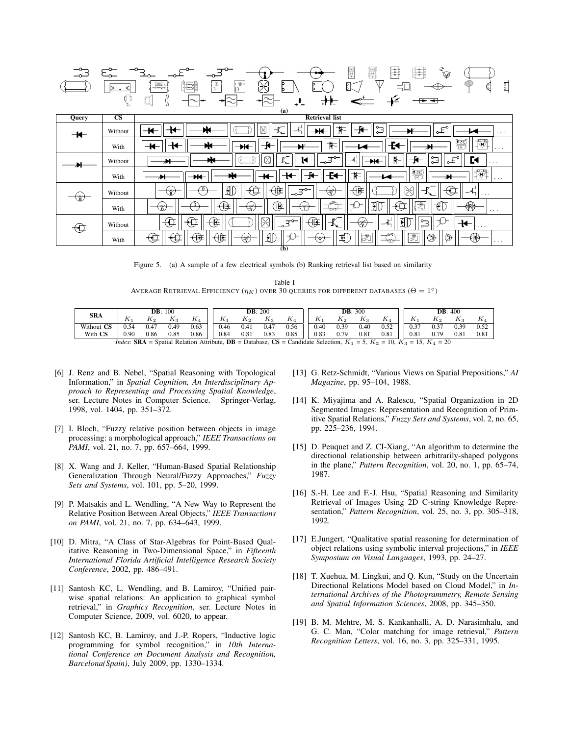(a)

| Query | CS | Retrieval list |
|---|---|---|
| | Without | ... |
| | With | ... |
| | Without | ... |
| | With | ... |
| | Without | ... |
| | With | ... |
| | Without | ... |
| | With | ... |

(b)

Figure 5. (a) A sample of a few electrical symbols (b) Ranking retrieval list based on similarity

Table I
AVERAGE RETRIEVAL EFFICIENCY ($\eta_K$) OVER 30 QUERIES FOR DIFFERENT DATABASES ($\Theta = 1°$)

| **SRA** | **DB**: 100 | | | | **DB**: 200 | | | | **DB**: 300 | | | | **DB**: 400 | | | |
|---|---|---|---|---|---|---|---|---|---|---|---|---|---|---|---|---|
| | $K_1$ | $K_2$ | $K_3$ | $K_4$ | $K_1$ | $K_2$ | $K_3$ | $K_4$ | $K_1$ | $K_2$ | $K_3$ | $K_4$ | $K_1$ | $K_2$ | $K_3$ | $K_4$ |
| Without **CS** | 0.54 | 0.47 | 0.49 | 0.63 | 0.46 | 0.41 | 0.47 | 0.56 | 0.40 | 0.39 | 0.40 | 0.52 | 0.37 | 0.37 | 0.39 | 0.52 |
| With **CS** | 0.90 | 0.86 | 0.85 | 0.86 | 0.84 | 0.81 | 0.83 | 0.85 | 0.83 | 0.79 | 0.81 | 0.81 | 0.81 | 0.79 | 0.81 | 0.81 |

*Index*: **SRA** = Spatial Relation Attribute, **DB** = Database, **CS** = Candidate Selection, $K_1$ = 5, $K_2$ = 10, $K_3$ = 15, $K_4$ = 20

[6] J. Renz and B. Nebel, "Spatial Reasoning with Topological Information," in *Spatial Cognition, An Interdisciplinary Approach to Representing and Processing Spatial Knowledge*, ser. Lecture Notes in Computer Science. Springer-Verlag, 1998, vol. 1404, pp. 351–372.

[7] I. Bloch, "Fuzzy relative position between objects in image processing: a morphological approach," *IEEE Transactions on PAMI*, vol. 21, no. 7, pp. 657–664, 1999.

[8] X. Wang and J. Keller, "Human-Based Spatial Relationship Generalization Through Neural/Fuzzy Approaches," *Fuzzy Sets and Systems*, vol. 101, pp. 5–20, 1999.

[9] P. Matsakis and L. Wendling, "A New Way to Represent the Relative Position Between Areal Objects," *IEEE Transactions on PAMI*, vol. 21, no. 7, pp. 634–643, 1999.

[10] D. Mitra, "A Class of Star-Algebras for Point-Based Qualitative Reasoning in Two-Dimensional Space," in *Fifteenth International Florida Artificial Intelligence Research Society Conference*, 2002, pp. 486–491.

[11] Santosh KC, L. Wendling, and B. Lamiroy, "Unified pairwise spatial relations: An application to graphical symbol retrieval," in *Graphics Recognition*, ser. Lecture Notes in Computer Science, 2009, vol. 6020, to appear.

[12] Santosh KC, B. Lamiroy, and J.-P. Ropers, "Inductive logic programming for symbol recognition," in *10th International Conference on Document Analysis and Recognition, Barcelona(Spain)*, July 2009, pp. 1330–1334.

[13] G. Retz-Schmidt, "Various Views on Spatial Prepositions," *AI Magazine*, pp. 95–104, 1988.

[14] K. Miyajima and A. Ralescu, "Spatial Organization in 2D Segmented Images: Representation and Recognition of Primitive Spatial Relations," *Fuzzy Sets and Systems*, vol. 2, no. 65, pp. 225–236, 1994.

[15] D. Peuquet and Z. CI-Xiang, "An algorithm to determine the directional relationship between arbitrarily-shaped polygons in the plane," *Pattern Recognition*, vol. 20, no. 1, pp. 65–74, 1987.

[16] S.-H. Lee and F.-J. Hsu, "Spatial Reasoning and Similarity Retrieval of Images Using 2D C-string Knowledge Representation," *Pattern Recognition*, vol. 25, no. 3, pp. 305–318, 1992.

[17] E.Jungert, "Qualitative spatial reasoning for determination of object relations using symbolic interval projections," in *IEEE Symposium on Visual Languages*, 1993, pp. 24–27.

[18] T. Xuehua, M. Lingkui, and Q. Kun, "Study on the Uncertain Directional Relations Model based on Cloud Model," in *International Archives of the Photogrammetry, Remote Sensing and Spatial Information Sciences*, 2008, pp. 345–350.

[19] B. M. Mehtre, M. S. Kankanhalli, A. D. Narasimhalu, and G. C. Man, "Color matching for image retrieval," *Pattern Recognition Letters*, vol. 16, no. 3, pp. 325–331, 1995.